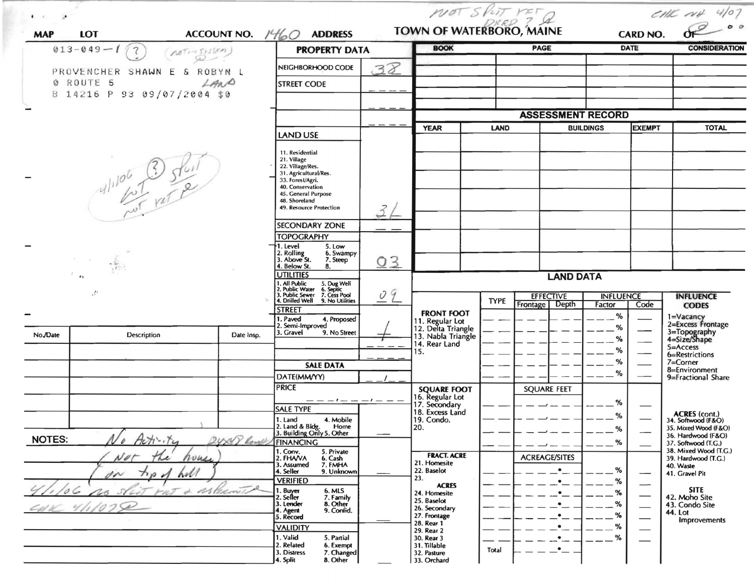NOT SPLIT YET
DEED ? 

CHK 4/07

**MAP** **LOT** **ACCOUNT NO.** 1460 **ADDRESS**

# TOWN OF WATERBORO, MAINE

**CARD NO.** 0 OF 0

013-049-1 (?) (not in system)

PROVENCHER SHAWN E & ROBYN L
0 ROUTE 5 LAND
B 14216 P 93 09/07/2004 $0

4/1/06 (?) Lot split not yet

| BOOK | PAGE | DATE | CONSIDERATION |
|---|---|---|---|
| | | | |
| | | | |
| | | | |
| | | | |

## PROPERTY DATA

| | |
|---|---|
| NEIGHBORHOOD CODE | 38 |
| STREET CODE | _ _ _ _ |
| | _ _ _ _ |
| | _ _ _ _ |
| LAND USE: 11. Residential, 21. Village, 22. Village/Res., 31. Agricultural/Res., 33. Forest/Agri., 40. Conservation, 45. General Purpose, 48. Shoreland, 49. Resource Protection | 31 |
| SECONDARY ZONE | _ _ |
| TOPOGRAPHY: 1. Level, 2. Rolling, 3. Above St., 4. Below St., 5. Low, 6. Swampy, 7. Steep, 8. | 03 |
| UTILITIES: 1. All Public, 2. Public Water, 3. Public Sewer, 4. Drilled Well, 5. Dug Well, 6. Septic, 7. Cess Pool, 9. No Utilities | 09 |
| STREET: 1. Paved, 2. Semi-Improved, 3. Gravel, 4. Proposed, 9. No Street | 4 |

## ASSESSMENT RECORD

| YEAR | LAND | BUILDINGS | EXEMPT | TOTAL |
|---|---|---|---|---|
| | | | | |
| | | | | |
| | | | | |
| | | | | |
| | | | | |
| | | | | |
| | | | | |

## SALE DATA

| | |
|---|---|
| DATE(MM/YY) | _ _ / _ _ |
| PRICE | _ _ _ , _ _ _ , _ _ _ |
| SALE TYPE: 1. Land, 2. Land & Bldg., 3. Building Only, 4. Mobile Home, 5. Other | |
| FINANCING: 1. Conv., 2. FHA/VA, 3. Assumed, 4. Seller, 5. Private, 6. Cash, 7. FMHA, 9. Unknown | |
| VERIFIED: 1. Buyer, 2. Seller, 3. Lender, 4. Agent, 5. Record, 6. MLS, 7. Family, 8. Other, 9. Confid. | |
| VALIDITY: 1. Valid, 2. Related, 3. Distress, 4. Split, 5. Partial, 6. Exempt, 7. Changed, 8. Other | |

## LAND DATA

| | TYPE | EFFECTIVE Frontage | EFFECTIVE Depth | INFLUENCE Factor | INFLUENCE Code |
|---|---|---|---|---|---|
| FRONT FOOT: 11. Regular Lot, 12. Delta Triangle, 13. Nabla Triangle, 14. Rear Land, 15. | | | | % | |
| SQUARE FOOT: 16. Regular Lot, 17. Secondary, 18. Excess Land, 19. Condo., 20. | | SQUARE FEET | | % | |
| FRACT. ACRE: 21. Homesite, 22. Baselot, 23. | | ACREAGE/SITES | | % | |
| ACRES: 24. Homesite, 25. Baselot, 26. Secondary, 27. Frontage, 28. Rear 1, 29. Rear 2, 30. Rear 3, 31. Tillable, 32. Pasture, 33. Orchard | | | | % | |
| | Total | | | | |

**INFLUENCE CODES**
1=Vacancy
2=Excess Frontage
3=Topography
4=Size/Shape
5=Access
6=Restrictions
7=Corner
8=Environment
9=Fractional Share

**ACRES (cont.)**
34. Softwood (F&O)
35. Mixed Wood (F&O)
36. Hardwood (F&O)
37. Softwood (T.G.)
38. Mixed Wood (T.G.)
39. Hardwood (T.G.)
40. Waste
41. Gravel Pit

**SITE**
42. Moho Site
43. Condo Site
44. Lot Improvements

| No./Date | Description | Date Insp. |
|---|---|---|
| | | |
| | | |
| | | |
| | | |
| | | |
| | | |

**NOTES:** No Activity (Not the house on top of hill)

4/1/06 no split yet & no permit

CHK 4/1/07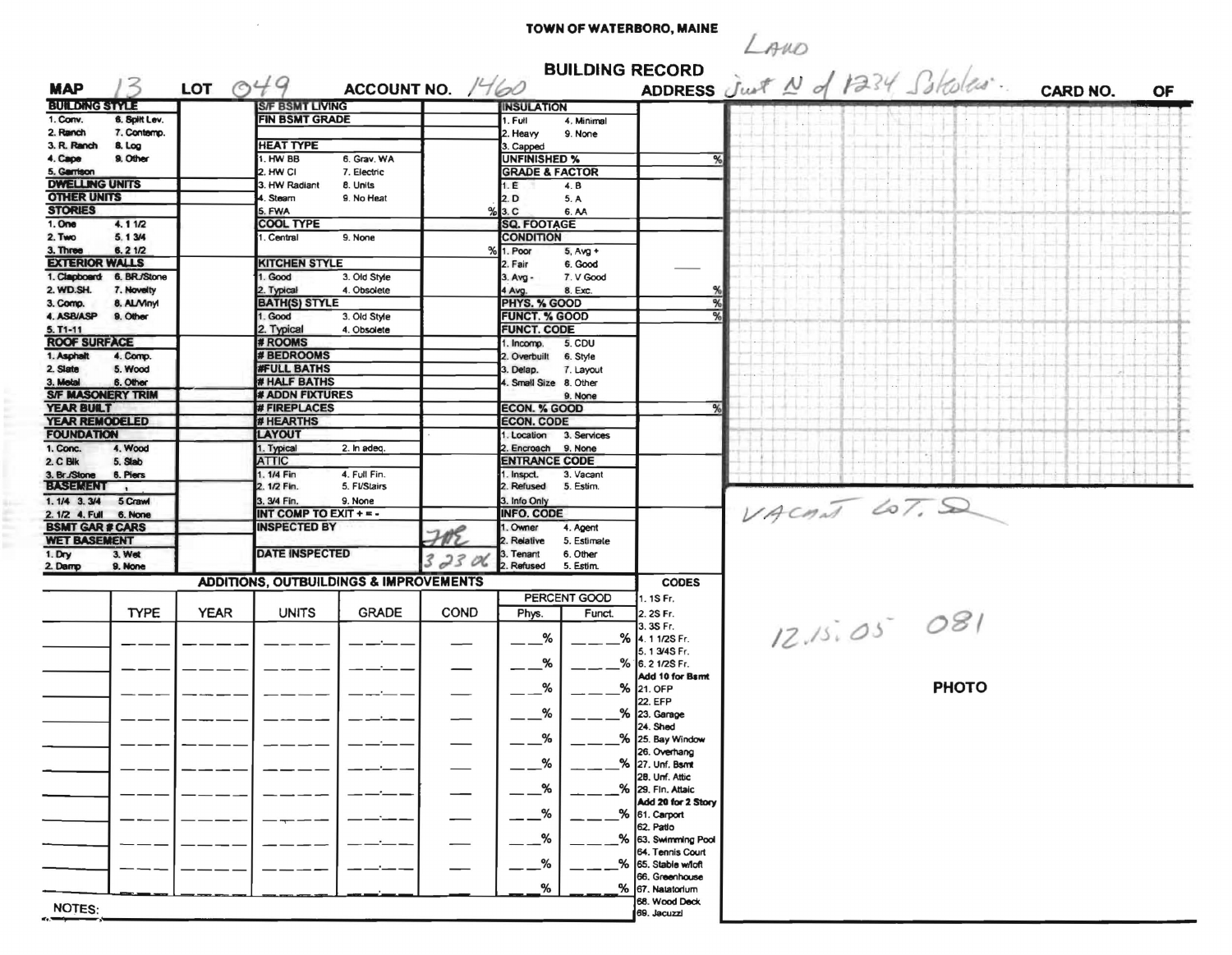# TOWN OF WATERBORO, MAINE

## BUILDING RECORD

LAND

**MAP** 13 **LOT** 049 **ACCOUNT NO.** 1460 **ADDRESS** Just N of 1234 Sokokis **CARD NO.** **OF**

| | | | | | | |
|---|---|---|---|---|---|---|
| **BUILDING STYLE** 1. Conv. 6. Split Lev. 2. Ranch 7. Contemp. 3. R. Ranch 8. Log 4. Cape 9. Other 5. Garrison | | **S/F BSMT LIVING** | | **INSULATION** 1. Full 4. Minimal 2. Heavy 9. None 3. Capped | | |
| **DWELLING UNITS** | | **FIN BSMT GRADE** | | **UNFINISHED %** | | % |
| **OTHER UNITS** | | **HEAT TYPE** 1. HW BB 6. Grav. WA 2. HW CI 7. Electric 3. HW Radiant 8. Units 4. Steam 9. No Heat 5. FWA | % | **GRADE & FACTOR** 1. E 4. B 2. D 5. A 3. C 6. AA | | |
| **STORIES** 1. One 4. 1 1/2 2. Two 5. 1 3/4 3. Three 6. 2 1/2 | | **COOL TYPE** 1. Central 9. None | % | **SQ. FOOTAGE** | | |
| **EXTERIOR WALLS** 1. Clapboard 6. BR/Stone 2. WD.SH. 7. Novelty 3. Comp. 8. AL/Vinyl 4. ASB/ASP 9. Other 5. T1-11 | | **KITCHEN STYLE** 1. Good 3. Old Style 2. Typical 4. Obsolete | | **CONDITION** 1. Poor 5. Avg + 2. Fair 6. Good 3. Avg - 7. V Good 4. Avg. 8. Exc. | | — |
| | | **BATH(S) STYLE** 1. Good 3. Old Style 2. Typical 4. Obsolete | | **PHYS. % GOOD** | | % |
| **ROOF SURFACE** 1. Asphalt 4. Comp. 2. Slate 5. Wood 3. Metal 6. Other | | **# ROOMS** | | **FUNCT. % GOOD** | | % |
| | | **# BEDROOMS** | | **FUNCT. CODE** 1. Incomp. 5. CDU 2. Overbuilt 6. Style 3. Delap. 7. Layout 4. Small Size 8. Other 9. None | | |
| | | **#FULL BATHS** | | | | |
| | | **# HALF BATHS** | | | | |
| **S/F MASONERY TRIM** | | **# ADDN FIXTURES** | | | | |
| **YEAR BUILT** | | **# FIREPLACES** | | **ECON. % GOOD** | | % |
| **YEAR REMODELED** | | **# HEARTHS** | | **ECON. CODE** 1. Location 3. Services 2. Encroach 9. None | | |
| **FOUNDATION** 1. Conc. 4. Wood 2. C Blk 5. Slab 3. Br./Stone 6. Piers | | **LAYOUT** 1. Typical 2. In adeq. | | | | |
| | | **ATTIC** 1. 1/4 Fin 4. Full Fin. 2. 1/2 Fin. 5. Fl/Stairs 3. 3/4 Fin. 9. None | | **ENTRANCE CODE** 1. Inspct. 3. Vacant 2. Refused 5. Estim. 3. Info Only | | |
| **BASEMENT** 1. 1/4 3. 3/4 5 Crawl 2. 1/2 4. Full 6. None | | **INT COMP TO EXIT + = -** | | | | |
| **BSMT GAR # CARS** | | **INSPECTED BY** | JRE | **INFO. CODE** 1. Owner 4. Agent 2. Relative 5. Estimate 3. Tenant 6. Other | | |
| **WET BASEMENT** 1. Dry 3. Wet 2. Damp 9. None | | **DATE INSPECTED** | 3 23 06 | 2. Refused 5. Estim. | | |

VACANT LOT.

12.15.05 081

PHOTO

### ADDITIONS, OUTBUILDINGS & IMPROVEMENTS

| | TYPE | YEAR | UNITS | GRADE | COND | PERCENT GOOD Phys. | Funct. |
|---|---|---|---|---|---|---|---|
| | | | | | | % | % |
| | | | | | | % | % |
| | | | | | | % | % |
| | | | | | | % | % |
| | | | | | | % | % |
| | | | | | | % | % |
| | | | | | | % | % |
| | | | | | | % | % |
| | | | | | | % | % |
| | | | | | | % | % |
| | | | | | | % | % |

**CODES**
1. 1S Fr.
2. 2S Fr.
3. 3S Fr.
4. 1 1/2S Fr.
5. 1 3/4S Fr.
6. 2 1/2S Fr.

**Add 10 for Bsmt**
21. OFP
22. EFP
23. Garage
24. Shed
25. Bay Window
26. Overhang
27. Unf. Bsmt
28. Unf. Attic
29. Fin. Attaic

**Add 20 for 2 Story**
61. Carport
62. Patio
63. Swimming Pool
64. Tennis Court
65. Stable w/loft
66. Greenhouse
67. Natatorium
68. Wood Deck
69. Jacuzzi

NOTES: